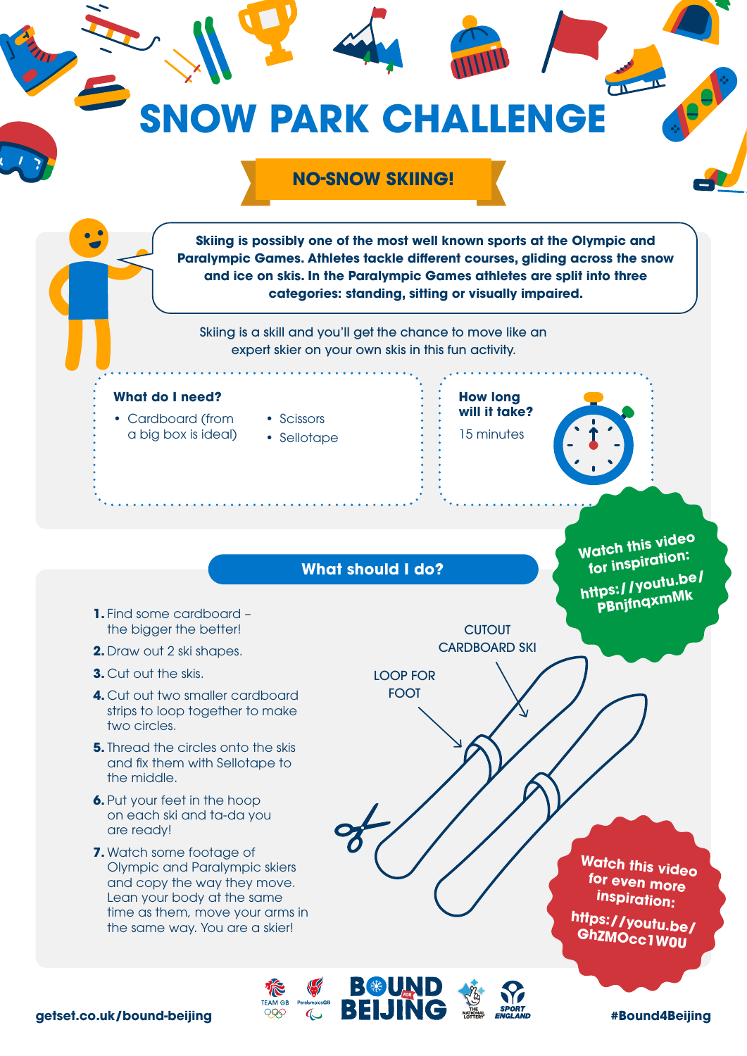# SNOW PARK CHALLENGE

## NO-SNOW SKIING!

**Skiing is possibly one of the most well known sports at the Olympic and Paralympic Games. Athletes tackle different courses, gliding across the snow and ice on skis. In the Paralympic Games athletes are split into three categories: standing, sitting or visually impaired.**

Skiing is a skill and you'll get the chance to move like an expert skier on your own skis in this fun activity.

### What do I need?

- Cardboard (from a big box is ideal)
- Scissors
- Sellotape

### How long will it take?

15 minutes

**Watch this video for inspiration: https://youtu.be/PBnjfnqxmMk**

### What should I do?

1. Find some cardboard – the bigger the better!
2. Draw out 2 ski shapes.
3. Cut out the skis.
4. Cut out two smaller cardboard strips to loop together to make two circles.
5. Thread the circles onto the skis and fix them with Sellotape to the middle.
6. Put your feet in the hoop on each ski and ta-da you are ready!
7. Watch some footage of Olympic and Paralympic skiers and copy the way they move. Lean your body at the same time as them, move your arms in the same way. You are a skier!

CUTOUT CARDBOARD SKI

LOOP FOR FOOT

**Watch this video for even more inspiration: https://youtu.be/GhZMOcc1W0U**

getset.co.uk/bound-beijing

#Bound4Beijing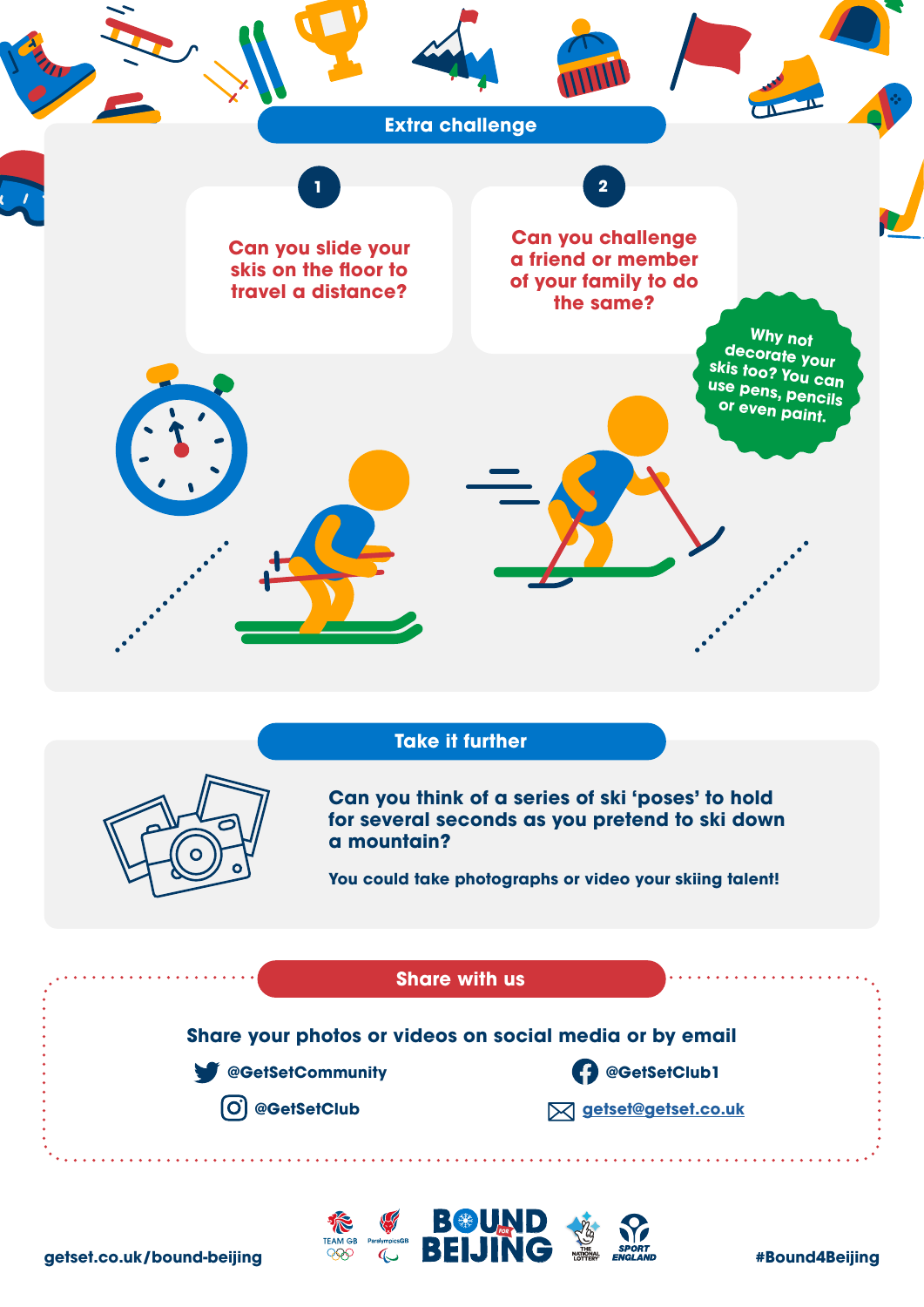## Extra challenge

1. Can you slide your skis on the floor to travel a distance?

2. Can you challenge a friend or member of your family to do the same?

Why not decorate your skis too? You can use pens, pencils or even paint.

## Take it further

**Can you think of a series of ski 'poses' to hold for several seconds as you pretend to ski down a mountain?**

You could take photographs or video your skiing talent!

## Share with us

**Share your photos or videos on social media or by email**

- Twitter: @GetSetCommunity
- Facebook: @GetSetClub1
- Instagram: @GetSetClub
- Email: getset@getset.co.uk

getset.co.uk/bound-beijing

#Bound4Beijing